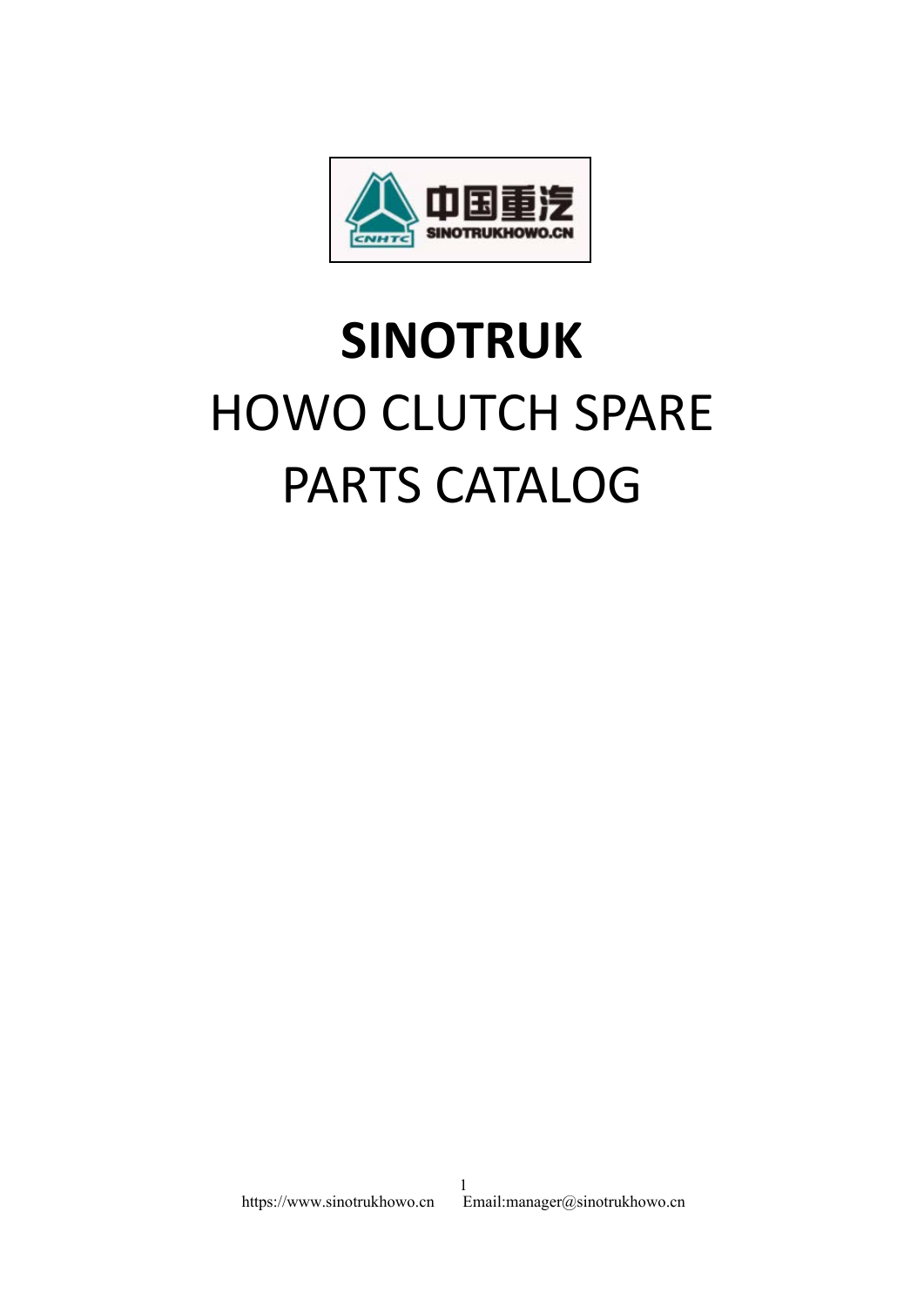# SINOTRUK

# HOWO CLUTCH SPARE PARTS CATALOG

https://www.sinotrukhowo.cn Email:manager@sinotrukhowo.cn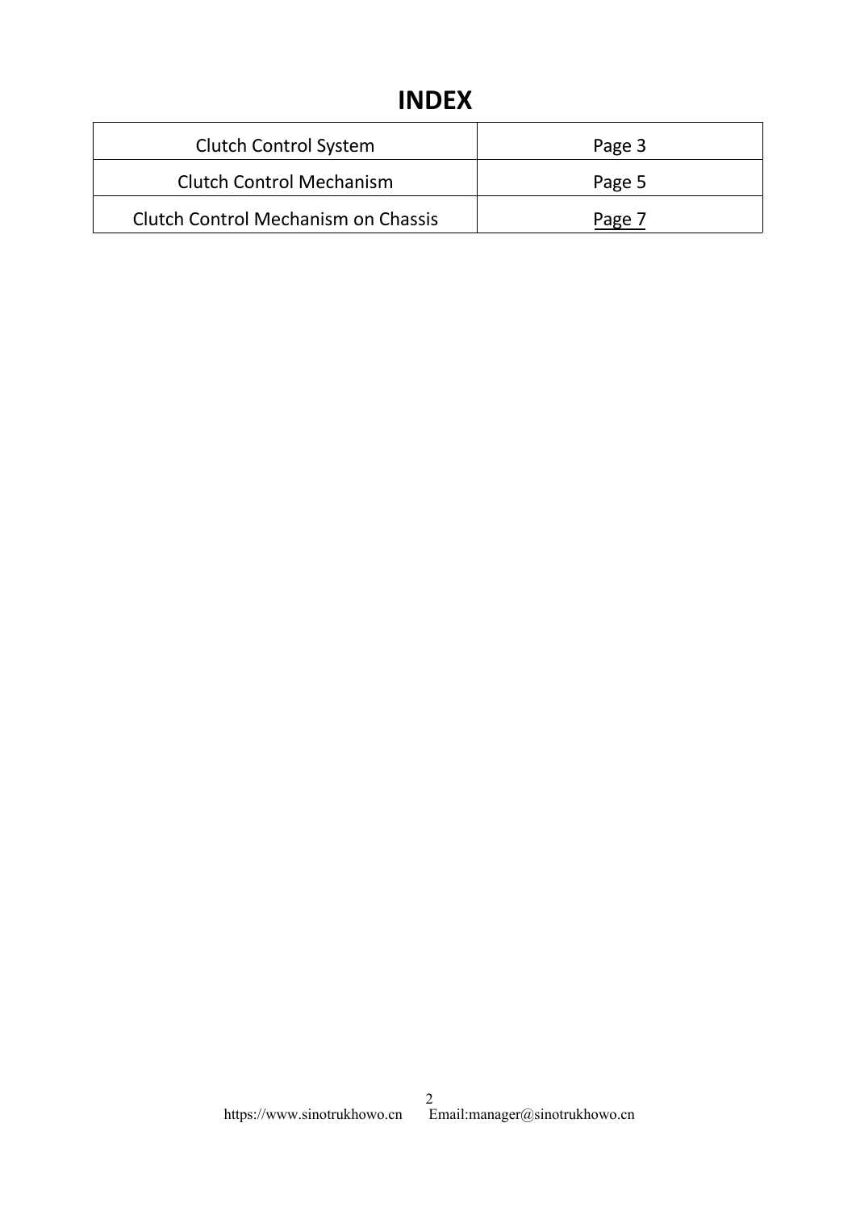# INDEX

| Clutch Control System | Page 3 |
|---|---|
| Clutch Control Mechanism | Page 5 |
| Clutch Control Mechanism on Chassis | Page 7 |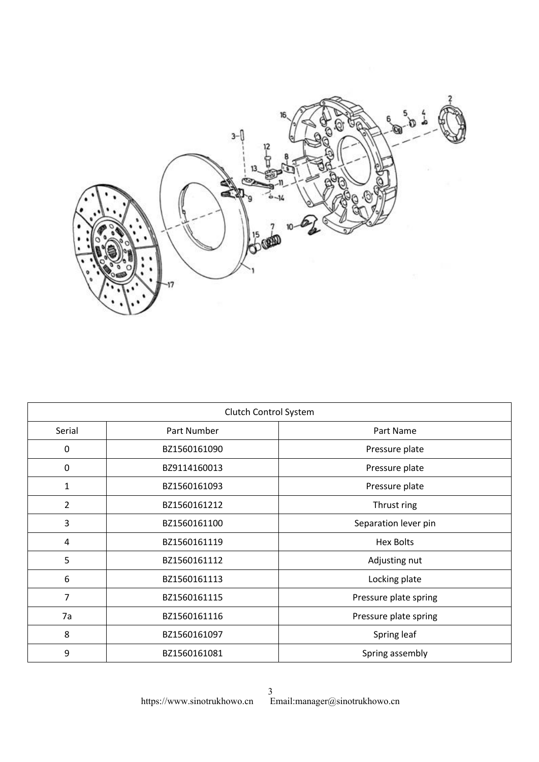| Clutch Control System | | |
|---|---|---|
| Serial | Part Number | Part Name |
| 0 | BZ1560161090 | Pressure plate |
| 0 | BZ9114160013 | Pressure plate |
| 1 | BZ1560161093 | Pressure plate |
| 2 | BZ1560161212 | Thrust ring |
| 3 | BZ1560161100 | Separation lever pin |
| 4 | BZ1560161119 | Hex Bolts |
| 5 | BZ1560161112 | Adjusting nut |
| 6 | BZ1560161113 | Locking plate |
| 7 | BZ1560161115 | Pressure plate spring |
| 7a | BZ1560161116 | Pressure plate spring |
| 8 | BZ1560161097 | Spring leaf |
| 9 | BZ1560161081 | Spring assembly |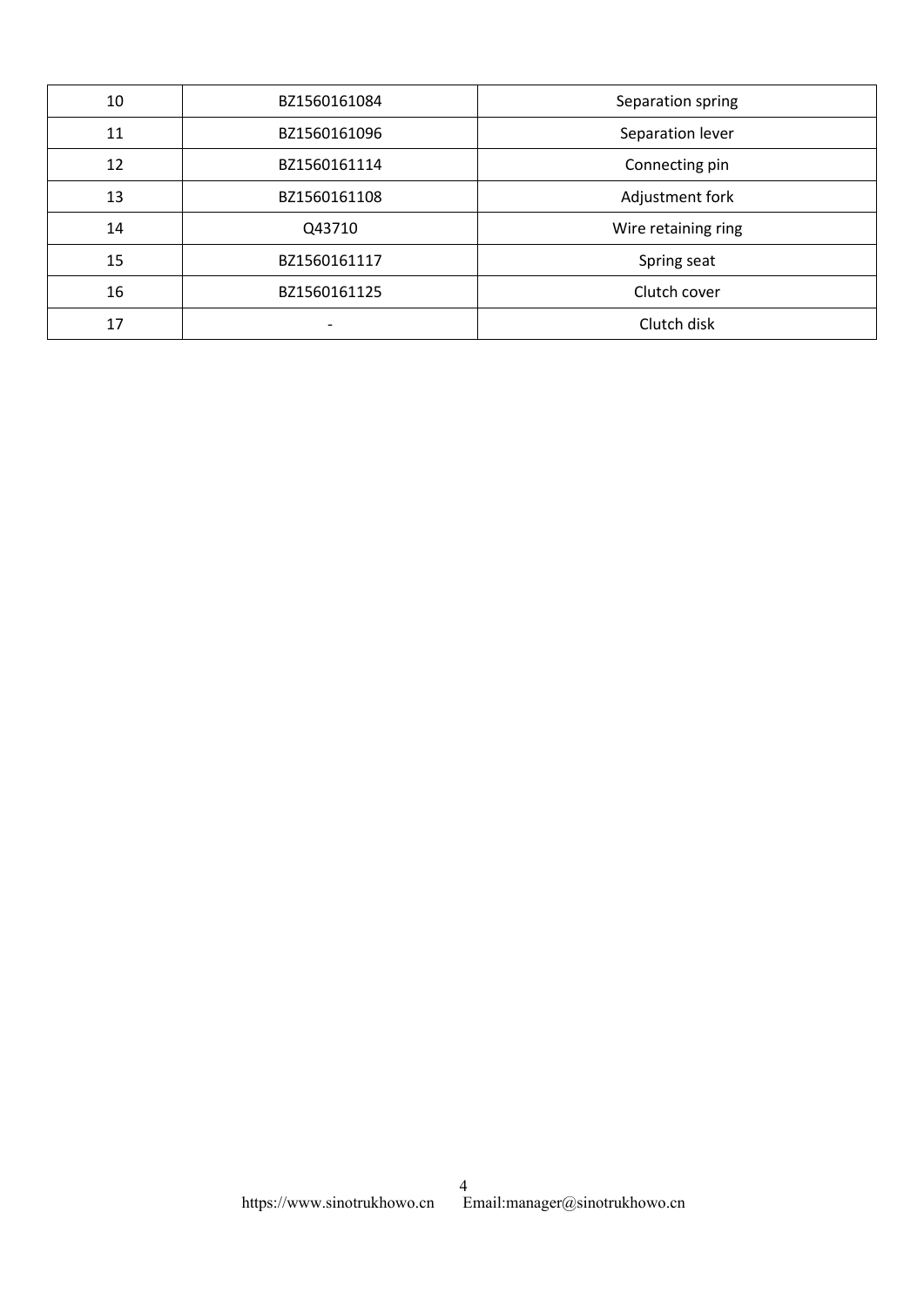| 10 | BZ1560161084 | Separation spring |
| --- | --- | --- |
| 11 | BZ1560161096 | Separation lever |
| 12 | BZ1560161114 | Connecting pin |
| 13 | BZ1560161108 | Adjustment fork |
| 14 | Q43710 | Wire retaining ring |
| 15 | BZ1560161117 | Spring seat |
| 16 | BZ1560161125 | Clutch cover |
| 17 | - | Clutch disk |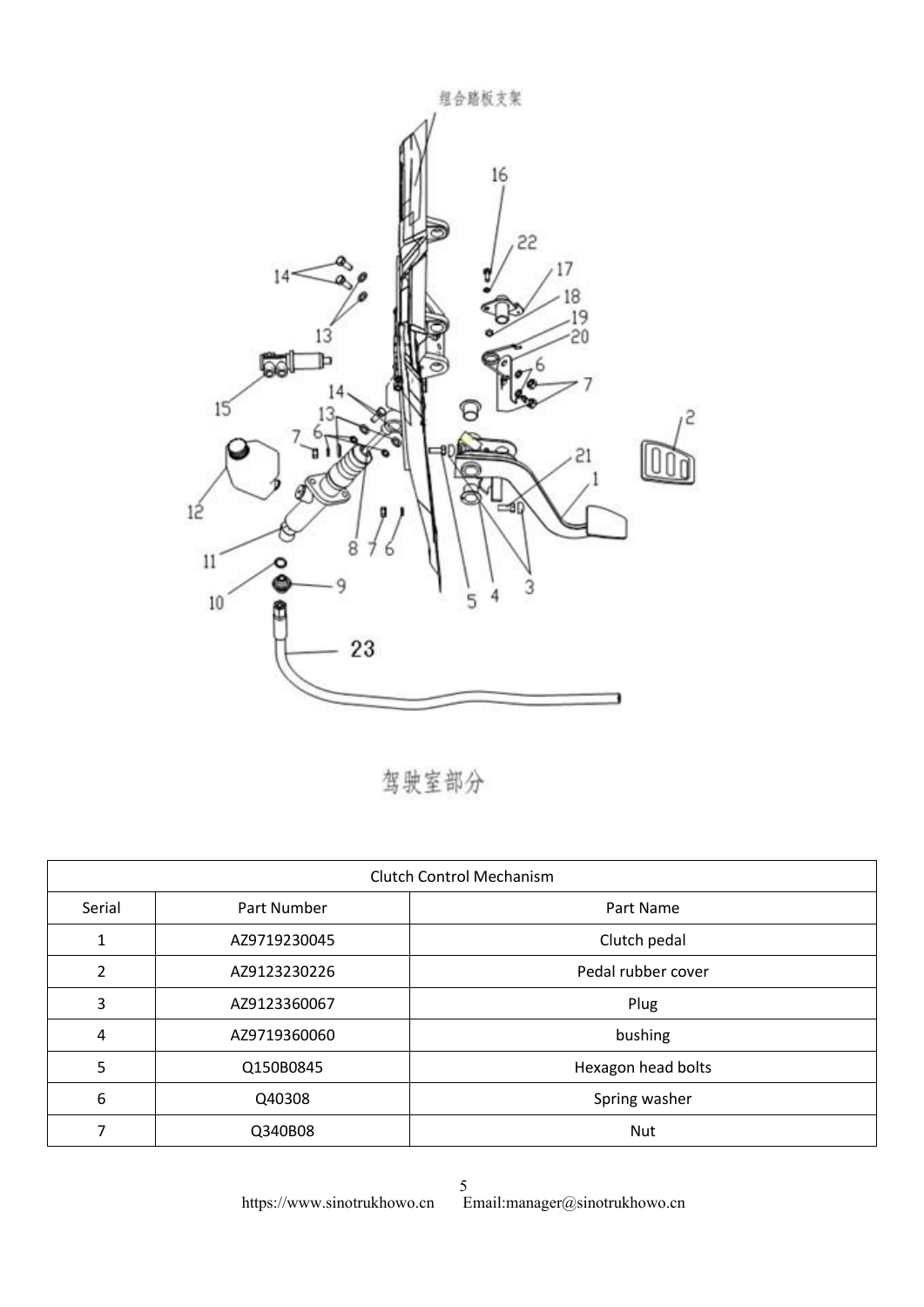组合踏板支架

驾驶室部分

| Clutch Control Mechanism | | |
| --- | --- | --- |
| Serial | Part Number | Part Name |
| 1 | AZ9719230045 | Clutch pedal |
| 2 | AZ9123230226 | Pedal rubber cover |
| 3 | AZ9123360067 | Plug |
| 4 | AZ9719360060 | bushing |
| 5 | Q150B0845 | Hexagon head bolts |
| 6 | Q40308 | Spring washer |
| 7 | Q340B08 | Nut |

https://www.sinotrukhowo.cn Email:manager@sinotrukhowo.cn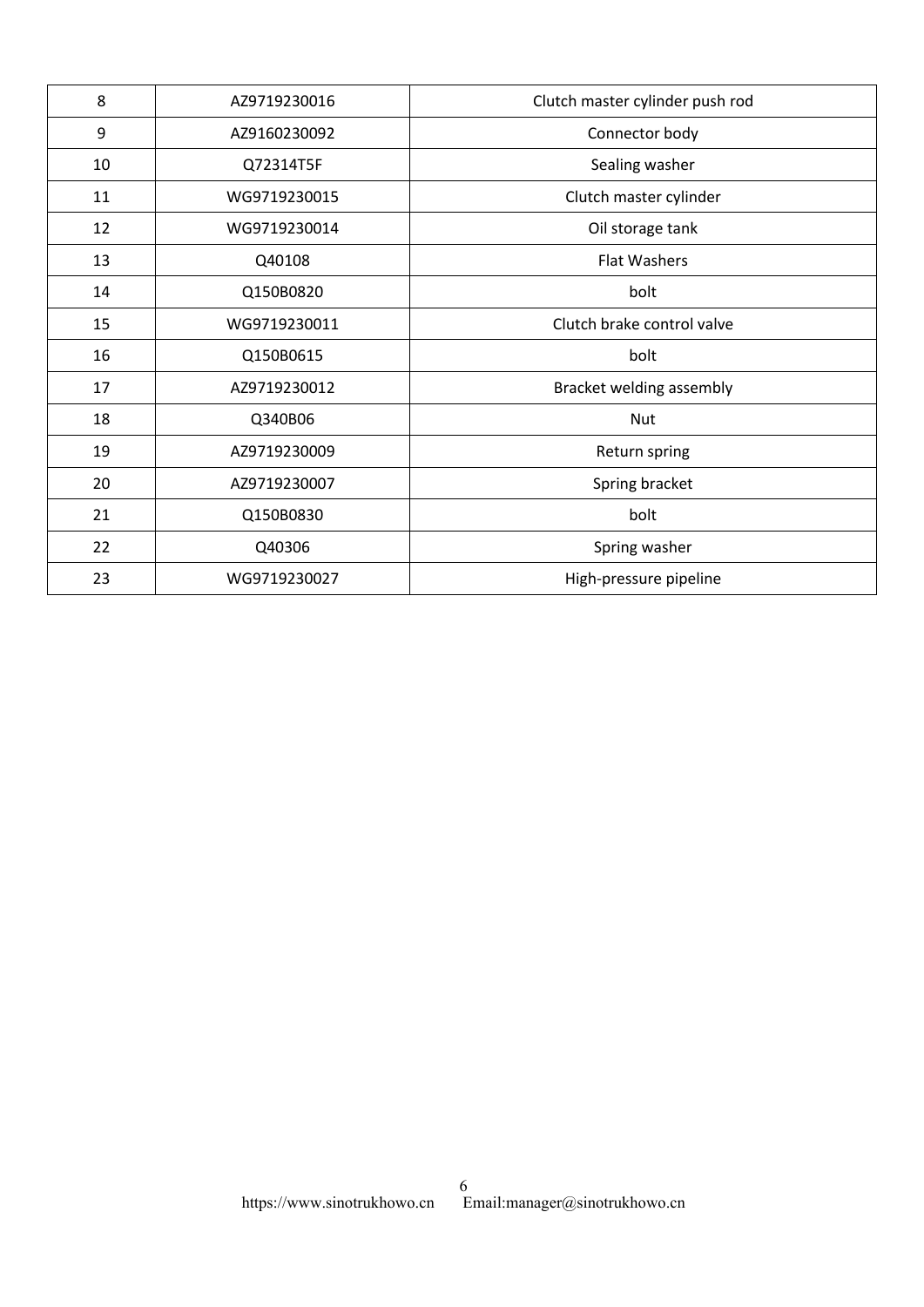| 8 | AZ9719230016 | Clutch master cylinder push rod |
|---|---|---|
| 9 | AZ9160230092 | Connector body |
| 10 | Q72314T5F | Sealing washer |
| 11 | WG9719230015 | Clutch master cylinder |
| 12 | WG9719230014 | Oil storage tank |
| 13 | Q40108 | Flat Washers |
| 14 | Q150B0820 | bolt |
| 15 | WG9719230011 | Clutch brake control valve |
| 16 | Q150B0615 | bolt |
| 17 | AZ9719230012 | Bracket welding assembly |
| 18 | Q340B06 | Nut |
| 19 | AZ9719230009 | Return spring |
| 20 | AZ9719230007 | Spring bracket |
| 21 | Q150B0830 | bolt |
| 22 | Q40306 | Spring washer |
| 23 | WG9719230027 | High-pressure pipeline |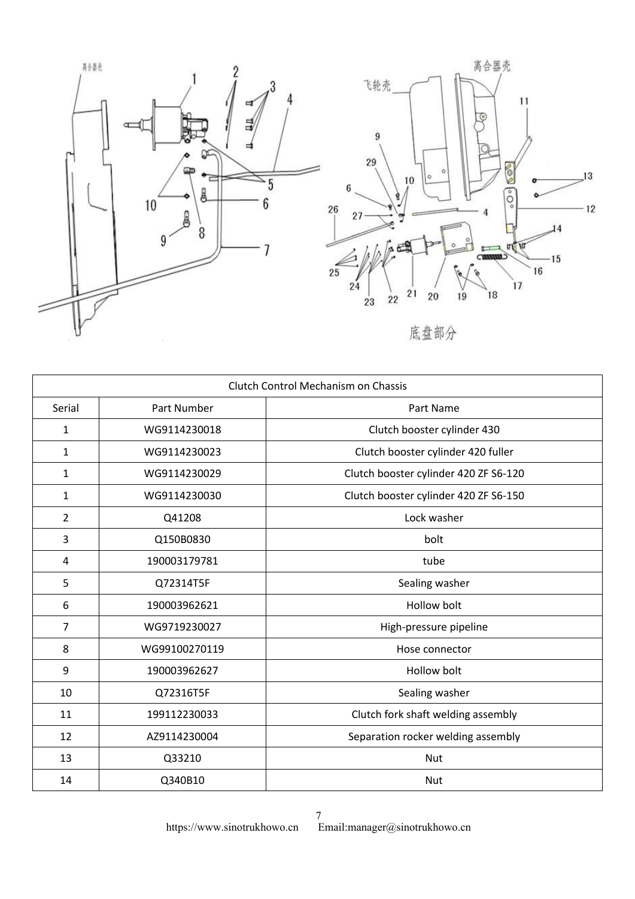| Clutch Control Mechanism on Chassis | | |
|---|---|---|
| Serial | Part Number | Part Name |
| 1 | WG9114230018 | Clutch booster cylinder 430 |
| 1 | WG9114230023 | Clutch booster cylinder 420 fuller |
| 1 | WG9114230029 | Clutch booster cylinder 420 ZF S6-120 |
| 1 | WG9114230030 | Clutch booster cylinder 420 ZF S6-150 |
| 2 | Q41208 | Lock washer |
| 3 | Q150B0830 | bolt |
| 4 | 190003179781 | tube |
| 5 | Q72314T5F | Sealing washer |
| 6 | 190003962621 | Hollow bolt |
| 7 | WG9719230027 | High-pressure pipeline |
| 8 | WG99100270119 | Hose connector |
| 9 | 190003962627 | Hollow bolt |
| 10 | Q72316T5F | Sealing washer |
| 11 | 199112230033 | Clutch fork shaft welding assembly |
| 12 | AZ9114230004 | Separation rocker welding assembly |
| 13 | Q33210 | Nut |
| 14 | Q340B10 | Nut |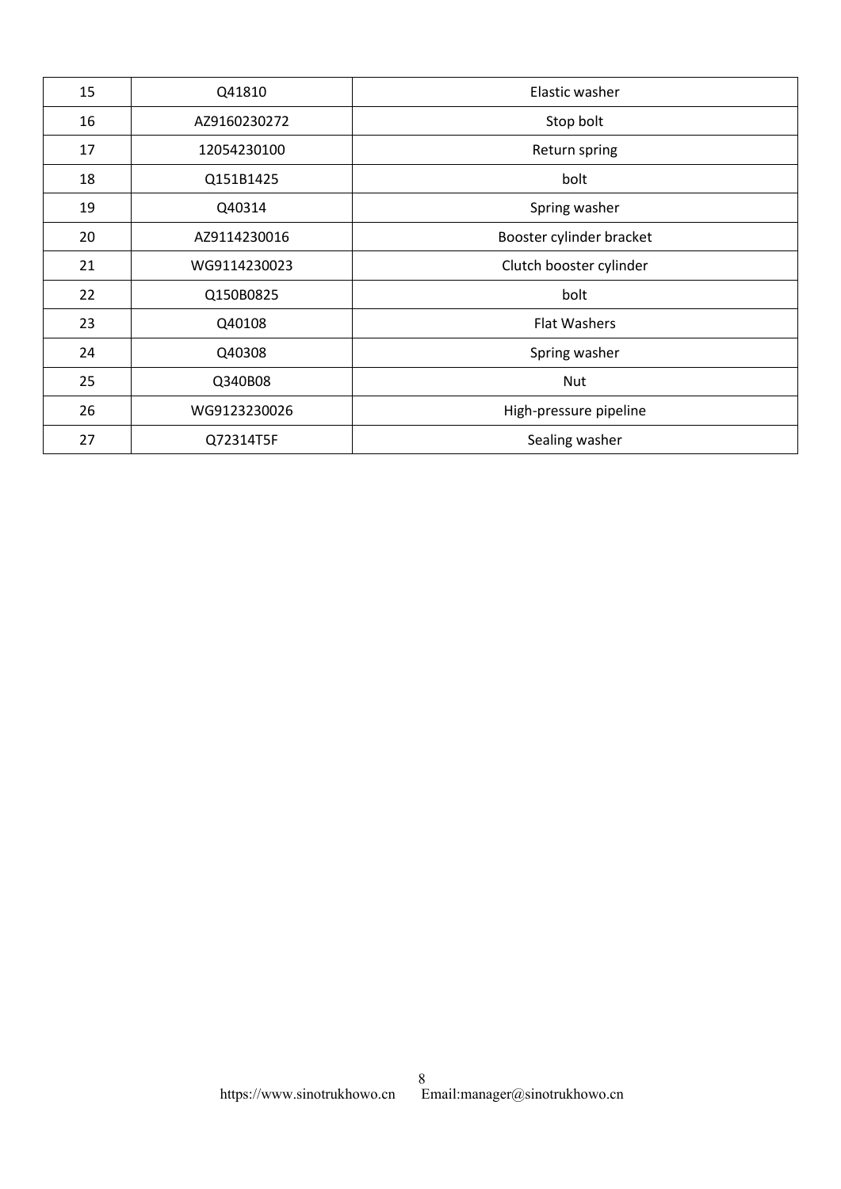| | | |
|---|---|---|
| 15 | Q41810 | Elastic washer |
| 16 | AZ9160230272 | Stop bolt |
| 17 | 12054230100 | Return spring |
| 18 | Q151B1425 | bolt |
| 19 | Q40314 | Spring washer |
| 20 | AZ9114230016 | Booster cylinder bracket |
| 21 | WG9114230023 | Clutch booster cylinder |
| 22 | Q150B0825 | bolt |
| 23 | Q40108 | Flat Washers |
| 24 | Q40308 | Spring washer |
| 25 | Q340B08 | Nut |
| 26 | WG9123230026 | High-pressure pipeline |
| 27 | Q72314T5F | Sealing washer |